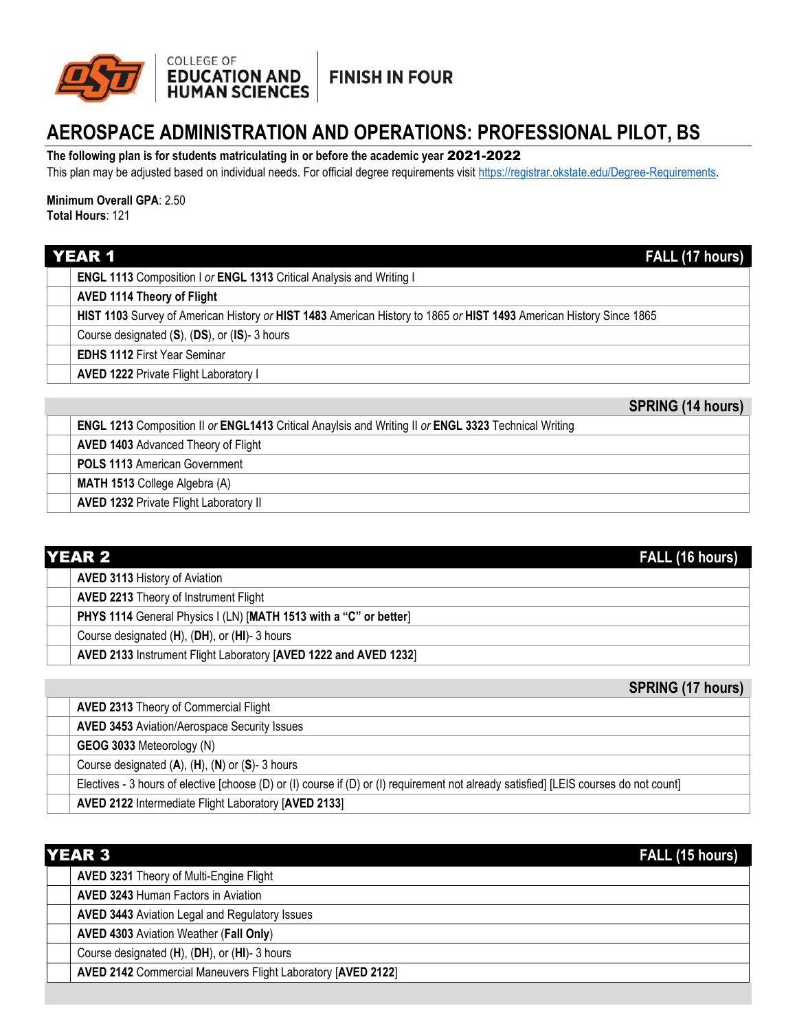COLLEGE OF EDUCATION AND HUMAN SCIENCES | FINISH IN FOUR

# AEROSPACE ADMINISTRATION AND OPERATIONS: PROFESSIONAL PILOT, BS

**The following plan is for students matriculating in or before the academic year 2021-2022**

This plan may be adjusted based on individual needs. For official degree requirements visit https://registrar.okstate.edu/Degree-Requirements.

**Minimum Overall GPA**: 2.50
**Total Hours**: 121

## YEAR 1

| | FALL (17 hours) |
|---|---|
| | **ENGL 1113** Composition I *or* **ENGL 1313** Critical Analysis and Writing I |
| | **AVED 1114 Theory of Flight** |
| | **HIST 1103** Survey of American History *or* **HIST 1483** American History to 1865 *or* **HIST 1493** American History Since 1865 |
| | Course designated (**S**), (**DS**), or (**IS**)- 3 hours |
| | **EDHS 1112** First Year Seminar |
| | **AVED 1222** Private Flight Laboratory I |

| | SPRING (14 hours) |
|---|---|
| | **ENGL 1213** Composition II *or* **ENGL1413** Critical Anaylsis and Writing II *or* **ENGL 3323** Technical Writing |
| | **AVED 1403** Advanced Theory of Flight |
| | **POLS 1113** American Government |
| | **MATH 1513** College Algebra (A) |
| | **AVED 1232** Private Flight Laboratory II |

## YEAR 2

| | FALL (16 hours) |
|---|---|
| | **AVED 3113** History of Aviation |
| | **AVED 2213** Theory of Instrument Flight |
| | **PHYS 1114** General Physics I (LN) [**MATH 1513 with a "C" or better**] |
| | Course designated (**H**), (**DH**), or (**HI**)- 3 hours |
| | **AVED 2133** Instrument Flight Laboratory [**AVED 1222 and AVED 1232**] |

| | SPRING (17 hours) |
|---|---|
| | **AVED 2313** Theory of Commercial Flight |
| | **AVED 3453** Aviation/Aerospace Security Issues |
| | **GEOG 3033** Meteorology (N) |
| | Course designated (**A**), (**H**), (**N**) or (**S**)- 3 hours |
| | Electives - 3 hours of elective [choose (D) or (I) course if (D) or (I) requirement not already satisfied] [LEIS courses do not count] |
| | **AVED 2122** Intermediate Flight Laboratory [**AVED 2133**] |

## YEAR 3

| | FALL (15 hours) |
|---|---|
| | **AVED 3231** Theory of Multi-Engine Flight |
| | **AVED 3243** Human Factors in Aviation |
| | **AVED 3443** Aviation Legal and Regulatory Issues |
| | **AVED 4303** Aviation Weather (**Fall Only**) |
| | Course designated (**H**), (**DH**), or (**HI**)- 3 hours |
| | **AVED 2142** Commercial Maneuvers Flight Laboratory [**AVED 2122**] |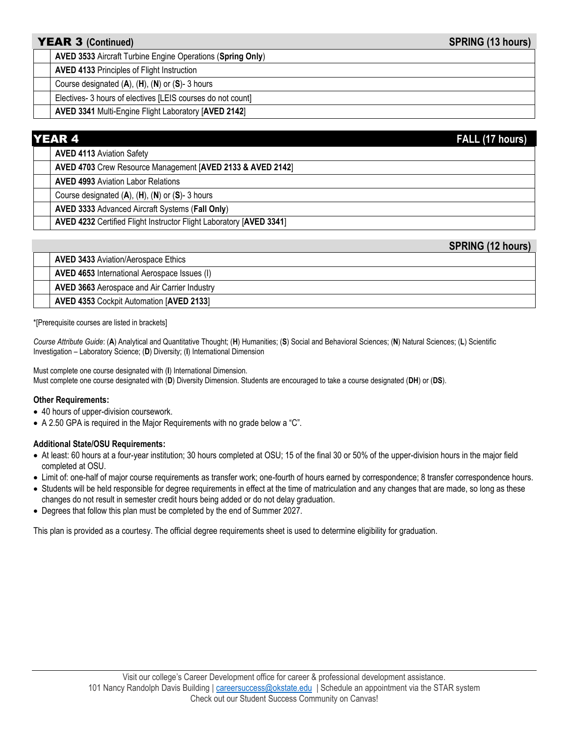| YEAR 3 (Continued) | SPRING (13 hours) |
|---|---|
| | **AVED 3533** Aircraft Turbine Engine Operations (**Spring Only**) |
| | **AVED 4133** Principles of Flight Instruction |
| | Course designated (**A**), (**H**), (**N**) or (**S**)- 3 hours |
| | Electives- 3 hours of electives [LEIS courses do not count] |
| | **AVED 3341** Multi-Engine Flight Laboratory [**AVED 2142**] |

| YEAR 4 | FALL (17 hours) |
|---|---|
| | **AVED 4113** Aviation Safety |
| | **AVED 4703** Crew Resource Management [**AVED 2133 & AVED 2142**] |
| | **AVED 4993** Aviation Labor Relations |
| | Course designated (**A**), (**H**), (**N**) or (**S**)- 3 hours |
| | **AVED 3333** Advanced Aircraft Systems (**Fall Only**) |
| | **AVED 4232** Certified Flight Instructor Flight Laboratory [**AVED 3341**] |

| | SPRING (12 hours) |
|---|---|
| | **AVED 3433** Aviation/Aerospace Ethics |
| | **AVED 4653** International Aerospace Issues (I) |
| | **AVED 3663** Aerospace and Air Carrier Industry |
| | **AVED 4353** Cockpit Automation [**AVED 2133**] |

*[Prerequisite courses are listed in brackets]

*Course Attribute Guide*: (**A**) Analytical and Quantitative Thought; (**H**) Humanities; (**S**) Social and Behavioral Sciences; (**N**) Natural Sciences; (**L**) Scientific Investigation – Laboratory Science; (**D**) Diversity; (**I**) International Dimension

Must complete one course designated with (**I**) International Dimension.
Must complete one course designated with (**D**) Diversity Dimension. Students are encouraged to take a course designated (**DH**) or (**DS**).

**Other Requirements:**

- 40 hours of upper-division coursework.
- A 2.50 GPA is required in the Major Requirements with no grade below a "C".

**Additional State/OSU Requirements:**

- At least: 60 hours at a four-year institution; 30 hours completed at OSU; 15 of the final 30 or 50% of the upper-division hours in the major field completed at OSU.
- Limit of: one-half of major course requirements as transfer work; one-fourth of hours earned by correspondence; 8 transfer correspondence hours.
- Students will be held responsible for degree requirements in effect at the time of matriculation and any changes that are made, so long as these changes do not result in semester credit hours being added or do not delay graduation.
- Degrees that follow this plan must be completed by the end of Summer 2027.

This plan is provided as a courtesy. The official degree requirements sheet is used to determine eligibility for graduation.

Visit our college's Career Development office for career & professional development assistance.
101 Nancy Randolph Davis Building | careersuccess@okstate.edu | Schedule an appointment via the STAR system
Check out our Student Success Community on Canvas!